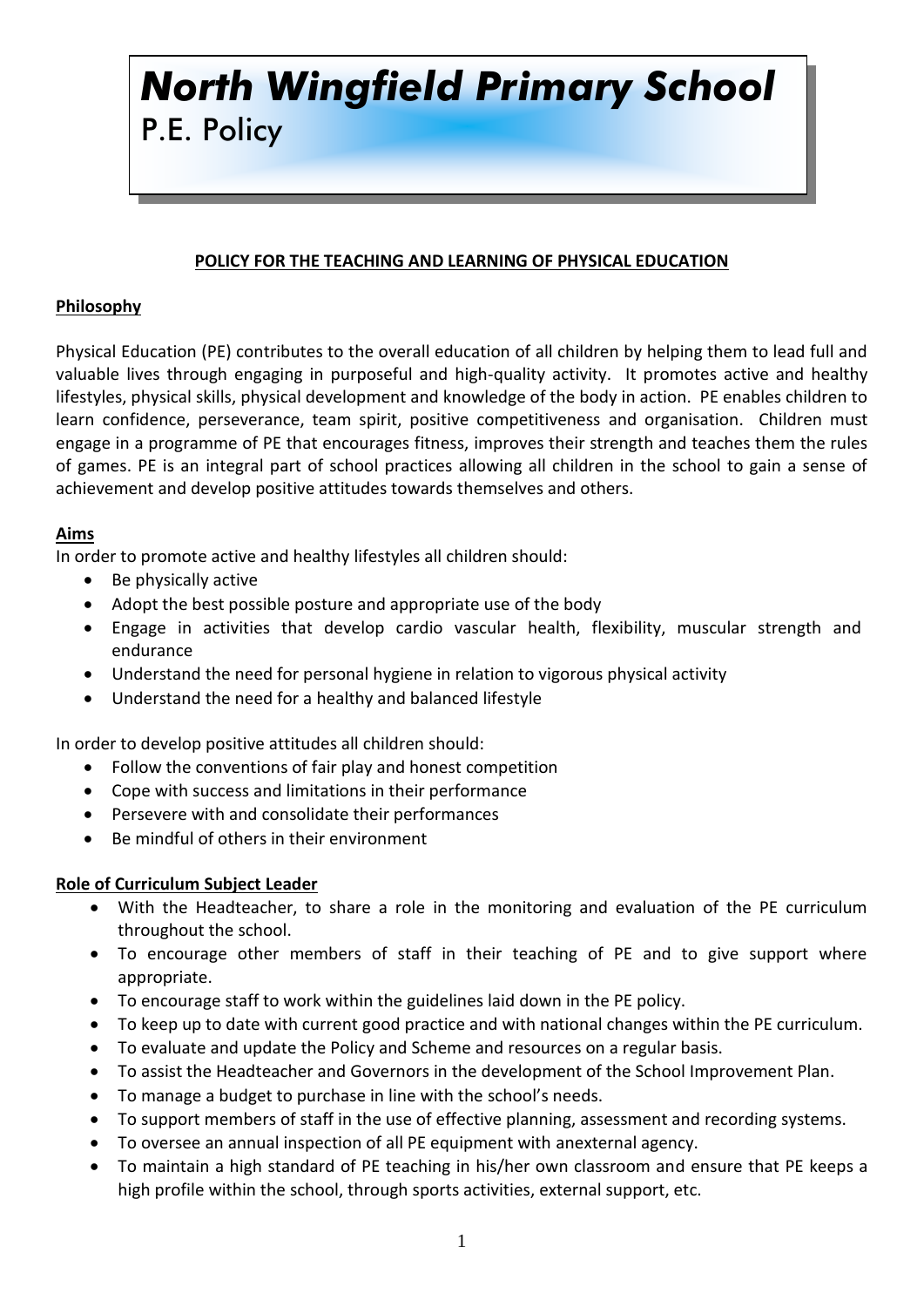# North Wingfield Primary School

## P.E. Policy

**POLICY FOR THE TEACHING AND LEARNING OF PHYSICAL EDUCATION**

### Philosophy

Physical Education (PE) contributes to the overall education of all children by helping them to lead full and valuable lives through engaging in purposeful and high-quality activity. It promotes active and healthy lifestyles, physical skills, physical development and knowledge of the body in action. PE enables children to learn confidence, perseverance, team spirit, positive competitiveness and organisation. Children must engage in a programme of PE that encourages fitness, improves their strength and teaches them the rules of games. PE is an integral part of school practices allowing all children in the school to gain a sense of achievement and develop positive attitudes towards themselves and others.

### Aims

In order to promote active and healthy lifestyles all children should:

- Be physically active
- Adopt the best possible posture and appropriate use of the body
- Engage in activities that develop cardio vascular health, flexibility, muscular strength and endurance
- Understand the need for personal hygiene in relation to vigorous physical activity
- Understand the need for a healthy and balanced lifestyle

In order to develop positive attitudes all children should:

- Follow the conventions of fair play and honest competition
- Cope with success and limitations in their performance
- Persevere with and consolidate their performances
- Be mindful of others in their environment

### Role of Curriculum Subject Leader

- With the Headteacher, to share a role in the monitoring and evaluation of the PE curriculum throughout the school.
- To encourage other members of staff in their teaching of PE and to give support where appropriate.
- To encourage staff to work within the guidelines laid down in the PE policy.
- To keep up to date with current good practice and with national changes within the PE curriculum.
- To evaluate and update the Policy and Scheme and resources on a regular basis.
- To assist the Headteacher and Governors in the development of the School Improvement Plan.
- To manage a budget to purchase in line with the school's needs.
- To support members of staff in the use of effective planning, assessment and recording systems.
- To oversee an annual inspection of all PE equipment with anexternal agency.
- To maintain a high standard of PE teaching in his/her own classroom and ensure that PE keeps a high profile within the school, through sports activities, external support, etc.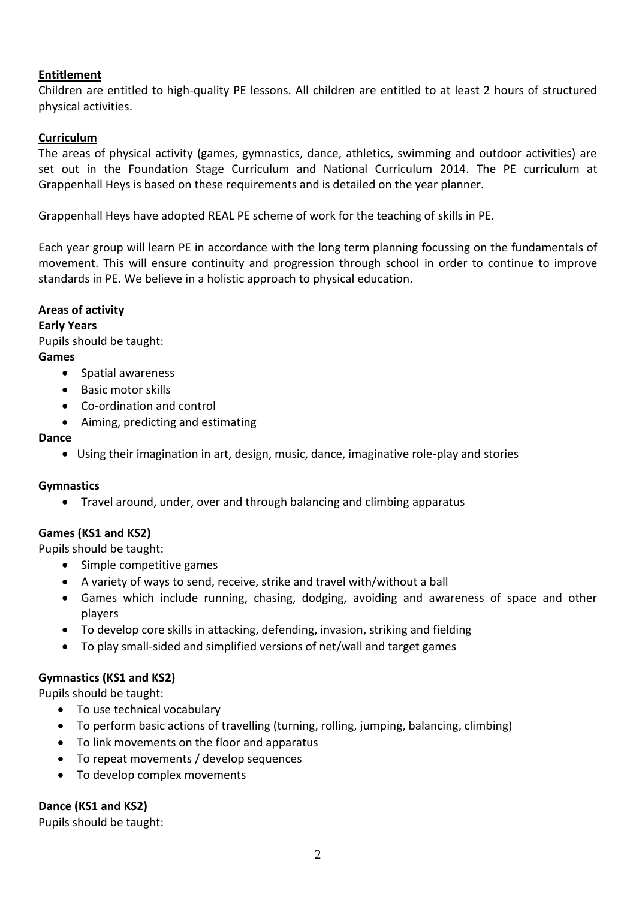**Entitlement**

Children are entitled to high-quality PE lessons. All children are entitled to at least 2 hours of structured physical activities.

**Curriculum**

The areas of physical activity (games, gymnastics, dance, athletics, swimming and outdoor activities) are set out in the Foundation Stage Curriculum and National Curriculum 2014. The PE curriculum at Grappenhall Heys is based on these requirements and is detailed on the year planner.

Grappenhall Heys have adopted REAL PE scheme of work for the teaching of skills in PE.

Each year group will learn PE in accordance with the long term planning focussing on the fundamentals of movement. This will ensure continuity and progression through school in order to continue to improve standards in PE. We believe in a holistic approach to physical education.

**Areas of activity**

**Early Years**

Pupils should be taught:

**Games**

- Spatial awareness
- Basic motor skills
- Co-ordination and control
- Aiming, predicting and estimating

**Dance**

- Using their imagination in art, design, music, dance, imaginative role-play and stories

**Gymnastics**

- Travel around, under, over and through balancing and climbing apparatus

**Games (KS1 and KS2)**

Pupils should be taught:

- Simple competitive games
- A variety of ways to send, receive, strike and travel with/without a ball
- Games which include running, chasing, dodging, avoiding and awareness of space and other players
- To develop core skills in attacking, defending, invasion, striking and fielding
- To play small-sided and simplified versions of net/wall and target games

**Gymnastics (KS1 and KS2)**

Pupils should be taught:

- To use technical vocabulary
- To perform basic actions of travelling (turning, rolling, jumping, balancing, climbing)
- To link movements on the floor and apparatus
- To repeat movements / develop sequences
- To develop complex movements

**Dance (KS1 and KS2)**

Pupils should be taught: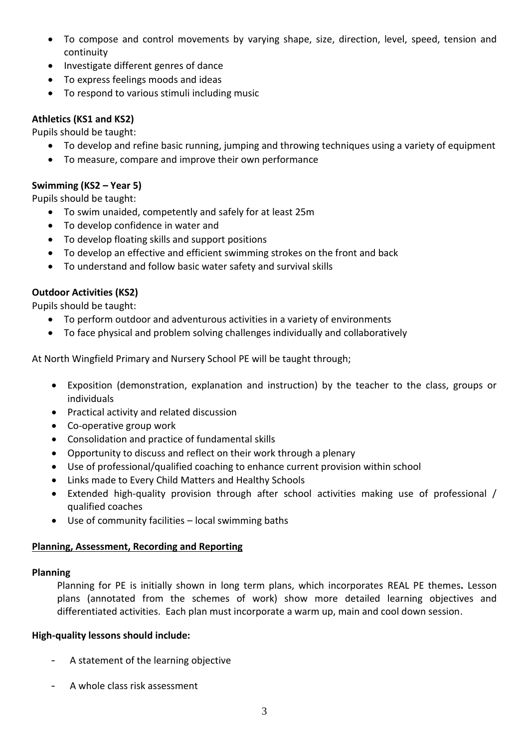- To compose and control movements by varying shape, size, direction, level, speed, tension and continuity
- Investigate different genres of dance
- To express feelings moods and ideas
- To respond to various stimuli including music

**Athletics (KS1 and KS2)**

Pupils should be taught:

- To develop and refine basic running, jumping and throwing techniques using a variety of equipment
- To measure, compare and improve their own performance

**Swimming (KS2 – Year 5)**

Pupils should be taught:

- To swim unaided, competently and safely for at least 25m
- To develop confidence in water and
- To develop floating skills and support positions
- To develop an effective and efficient swimming strokes on the front and back
- To understand and follow basic water safety and survival skills

**Outdoor Activities (KS2)**

Pupils should be taught:

- To perform outdoor and adventurous activities in a variety of environments
- To face physical and problem solving challenges individually and collaboratively

At North Wingfield Primary and Nursery School PE will be taught through;

- Exposition (demonstration, explanation and instruction) by the teacher to the class, groups or individuals
- Practical activity and related discussion
- Co-operative group work
- Consolidation and practice of fundamental skills
- Opportunity to discuss and reflect on their work through a plenary
- Use of professional/qualified coaching to enhance current provision within school
- Links made to Every Child Matters and Healthy Schools
- Extended high-quality provision through after school activities making use of professional / qualified coaches
- Use of community facilities – local swimming baths

## Planning, Assessment, Recording and Reporting

**Planning**

Planning for PE is initially shown in long term plans, which incorporates REAL PE themes**.** Lesson plans (annotated from the schemes of work) show more detailed learning objectives and differentiated activities. Each plan must incorporate a warm up, main and cool down session.

**High-quality lessons should include:**

- A statement of the learning objective
- A whole class risk assessment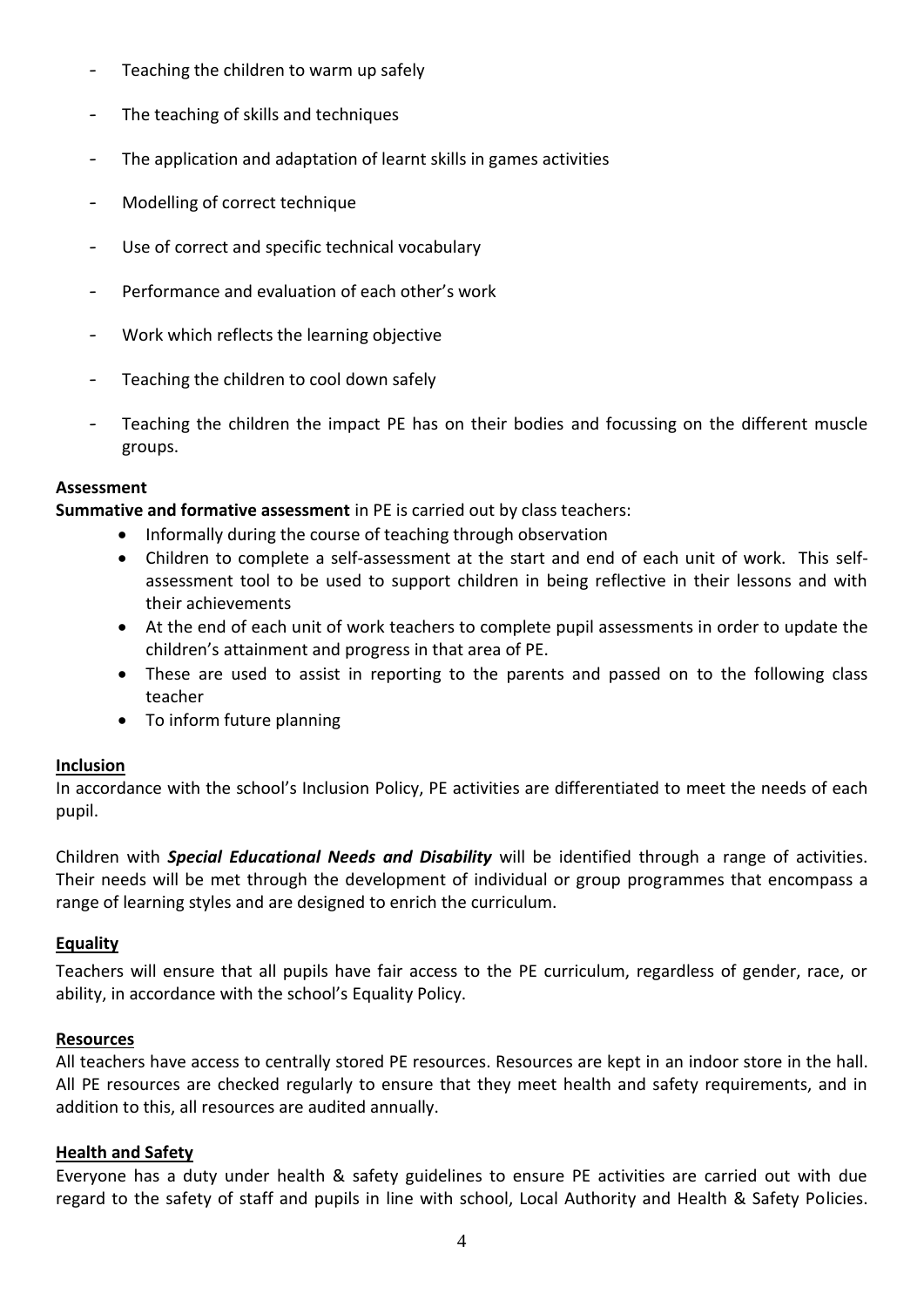- Teaching the children to warm up safely
- The teaching of skills and techniques
- The application and adaptation of learnt skills in games activities
- Modelling of correct technique
- Use of correct and specific technical vocabulary
- Performance and evaluation of each other's work
- Work which reflects the learning objective
- Teaching the children to cool down safely
- Teaching the children the impact PE has on their bodies and focussing on the different muscle groups.

**Assessment**

**Summative and formative assessment** in PE is carried out by class teachers:

- Informally during the course of teaching through observation
- Children to complete a self-assessment at the start and end of each unit of work. This self-assessment tool to be used to support children in being reflective in their lessons and with their achievements
- At the end of each unit of work teachers to complete pupil assessments in order to update the children's attainment and progress in that area of PE.
- These are used to assist in reporting to the parents and passed on to the following class teacher
- To inform future planning

**Inclusion**

In accordance with the school's Inclusion Policy, PE activities are differentiated to meet the needs of each pupil.

Children with ***Special Educational Needs and Disability*** will be identified through a range of activities. Their needs will be met through the development of individual or group programmes that encompass a range of learning styles and are designed to enrich the curriculum.

**Equality**

Teachers will ensure that all pupils have fair access to the PE curriculum, regardless of gender, race, or ability, in accordance with the school's Equality Policy.

**Resources**

All teachers have access to centrally stored PE resources. Resources are kept in an indoor store in the hall. All PE resources are checked regularly to ensure that they meet health and safety requirements, and in addition to this, all resources are audited annually.

**Health and Safety**

Everyone has a duty under health & safety guidelines to ensure PE activities are carried out with due regard to the safety of staff and pupils in line with school, Local Authority and Health & Safety Policies.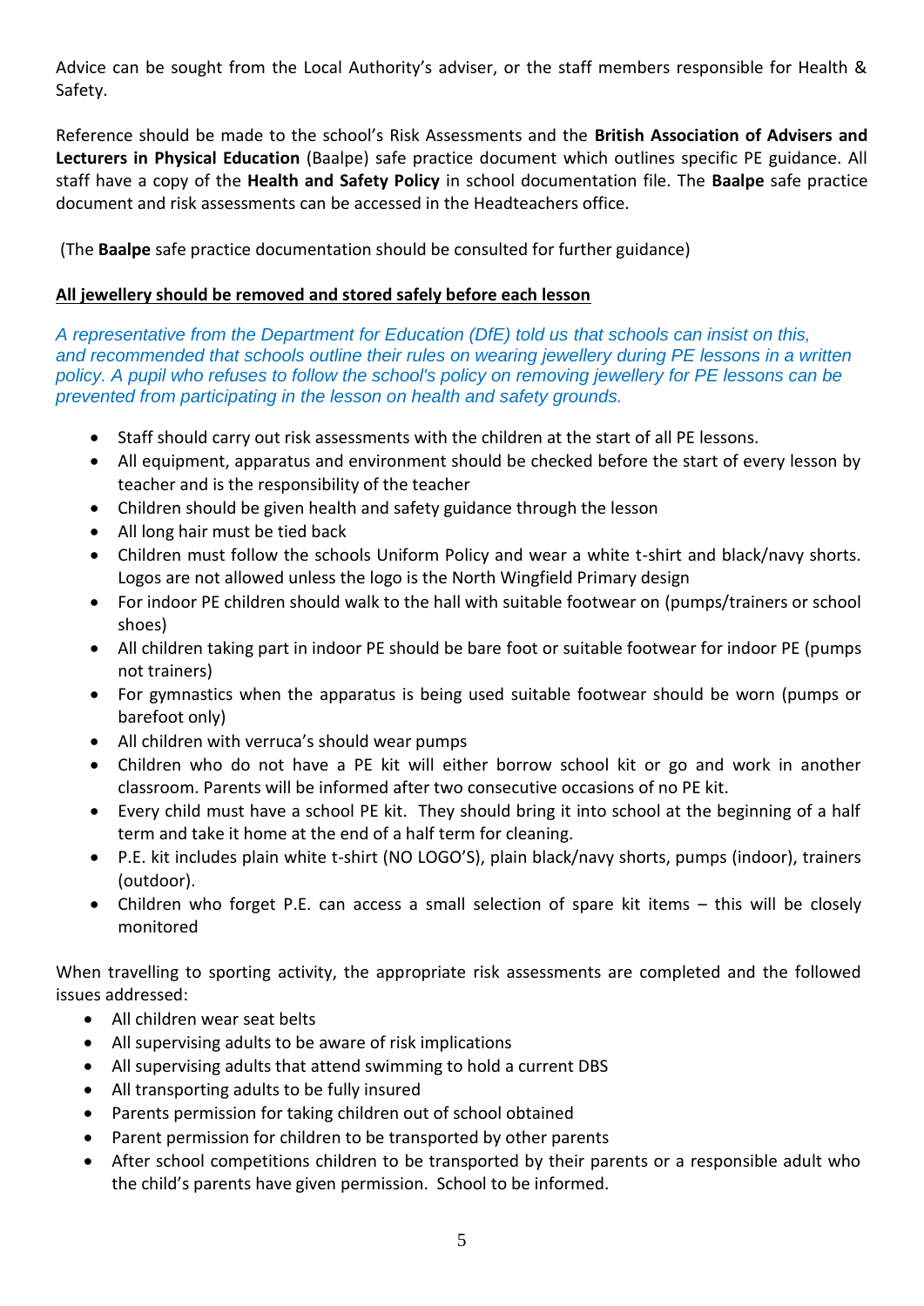Advice can be sought from the Local Authority's adviser, or the staff members responsible for Health & Safety.

Reference should be made to the school's Risk Assessments and the **British Association of Advisers and Lecturers in Physical Education** (Baalpe) safe practice document which outlines specific PE guidance. All staff have a copy of the **Health and Safety Policy** in school documentation file. The **Baalpe** safe practice document and risk assessments can be accessed in the Headteachers office.

(The **Baalpe** safe practice documentation should be consulted for further guidance)

**<u>All jewellery should be removed and stored safely before each lesson</u>**

*A representative from the Department for Education (DfE) told us that schools can insist on this, and recommended that schools outline their rules on wearing jewellery during PE lessons in a written policy. A pupil who refuses to follow the school's policy on removing jewellery for PE lessons can be prevented from participating in the lesson on health and safety grounds.*

- Staff should carry out risk assessments with the children at the start of all PE lessons.
- All equipment, apparatus and environment should be checked before the start of every lesson by teacher and is the responsibility of the teacher
- Children should be given health and safety guidance through the lesson
- All long hair must be tied back
- Children must follow the schools Uniform Policy and wear a white t-shirt and black/navy shorts. Logos are not allowed unless the logo is the North Wingfield Primary design
- For indoor PE children should walk to the hall with suitable footwear on (pumps/trainers or school shoes)
- All children taking part in indoor PE should be bare foot or suitable footwear for indoor PE (pumps not trainers)
- For gymnastics when the apparatus is being used suitable footwear should be worn (pumps or barefoot only)
- All children with verruca's should wear pumps
- Children who do not have a PE kit will either borrow school kit or go and work in another classroom. Parents will be informed after two consecutive occasions of no PE kit.
- Every child must have a school PE kit. They should bring it into school at the beginning of a half term and take it home at the end of a half term for cleaning.
- P.E. kit includes plain white t-shirt (NO LOGO'S), plain black/navy shorts, pumps (indoor), trainers (outdoor).
- Children who forget P.E. can access a small selection of spare kit items – this will be closely monitored

When travelling to sporting activity, the appropriate risk assessments are completed and the followed issues addressed:

- All children wear seat belts
- All supervising adults to be aware of risk implications
- All supervising adults that attend swimming to hold a current DBS
- All transporting adults to be fully insured
- Parents permission for taking children out of school obtained
- Parent permission for children to be transported by other parents
- After school competitions children to be transported by their parents or a responsible adult who the child's parents have given permission. School to be informed.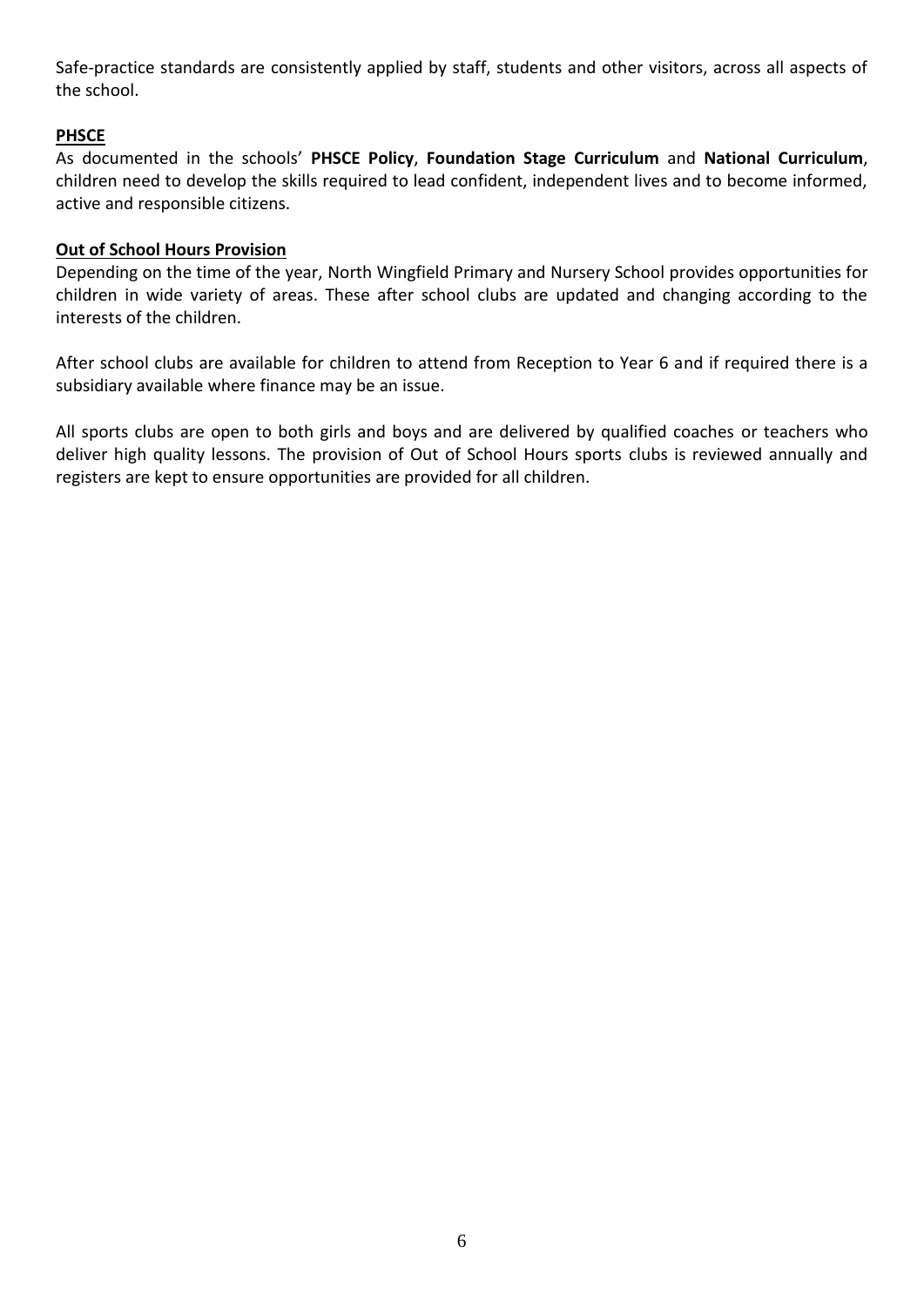Safe-practice standards are consistently applied by staff, students and other visitors, across all aspects of the school.

## PHSCE

As documented in the schools' **PHSCE Policy**, **Foundation Stage Curriculum** and **National Curriculum**, children need to develop the skills required to lead confident, independent lives and to become informed, active and responsible citizens.

## Out of School Hours Provision

Depending on the time of the year, North Wingfield Primary and Nursery School provides opportunities for children in wide variety of areas. These after school clubs are updated and changing according to the interests of the children.

After school clubs are available for children to attend from Reception to Year 6 and if required there is a subsidiary available where finance may be an issue.

All sports clubs are open to both girls and boys and are delivered by qualified coaches or teachers who deliver high quality lessons. The provision of Out of School Hours sports clubs is reviewed annually and registers are kept to ensure opportunities are provided for all children.